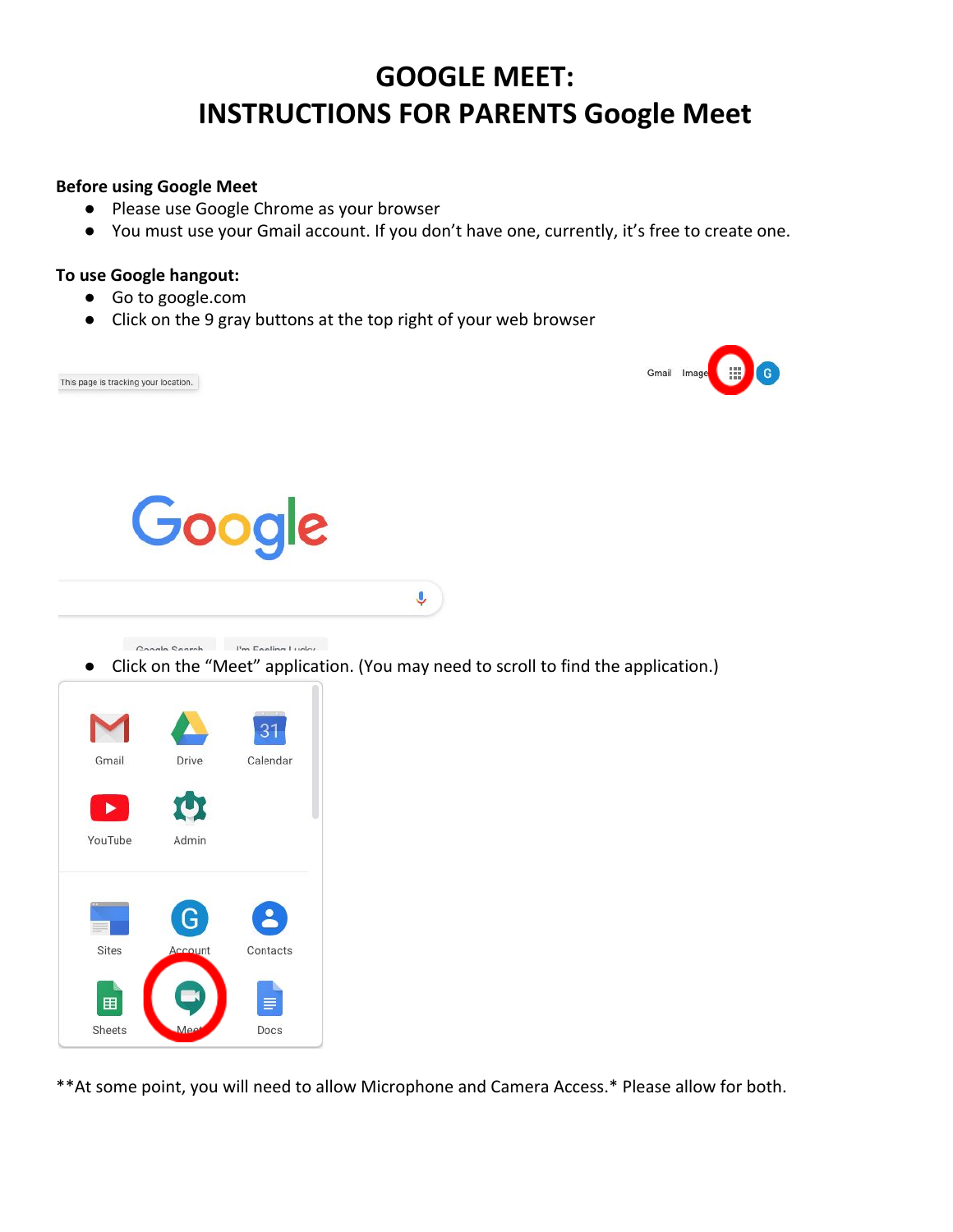# GOOGLE MEET:
# INSTRUCTIONS FOR PARENTS Google Meet

**Before using Google Meet**

- Please use Google Chrome as your browser
- You must use your Gmail account. If you don't have one, currently, it's free to create one.

**To use Google hangout:**

- Go to google.com
- Click on the 9 gray buttons at the top right of your web browser

- Click on the "Meet" application. (You may need to scroll to find the application.)

**At some point, you will need to allow Microphone and Camera Access.* Please allow for both.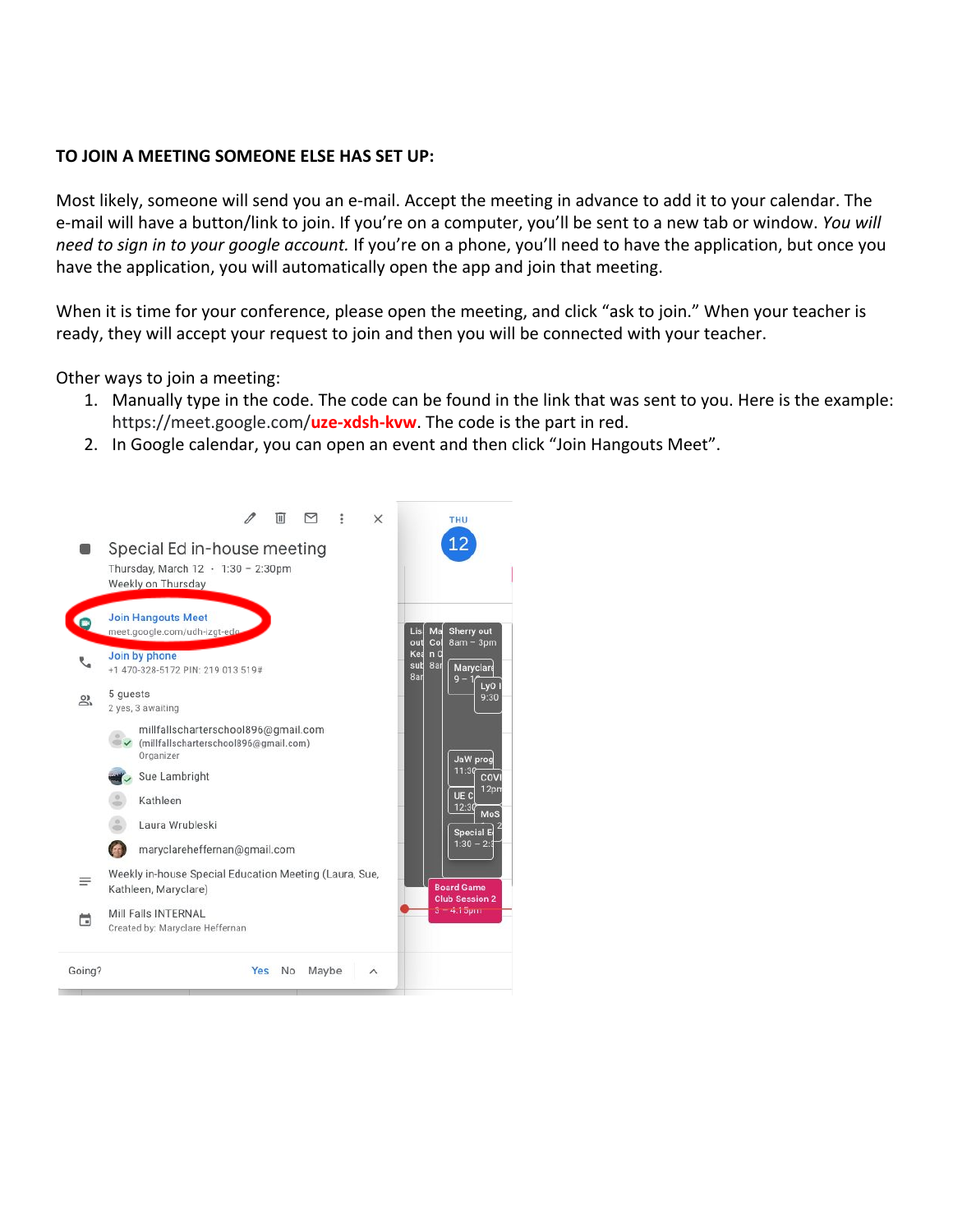**TO JOIN A MEETING SOMEONE ELSE HAS SET UP:**

Most likely, someone will send you an e-mail. Accept the meeting in advance to add it to your calendar. The e-mail will have a button/link to join. If you're on a computer, you'll be sent to a new tab or window. *You will need to sign in to your google account.* If you're on a phone, you'll need to have the application, but once you have the application, you will automatically open the app and join that meeting.

When it is time for your conference, please open the meeting, and click "ask to join." When your teacher is ready, they will accept your request to join and then you will be connected with your teacher.

Other ways to join a meeting:

1. Manually type in the code. The code can be found in the link that was sent to you. Here is the example: https://meet.google.com/**uze-xdsh-kvw**. The code is the part in red.
2. In Google calendar, you can open an event and then click "Join Hangouts Meet".